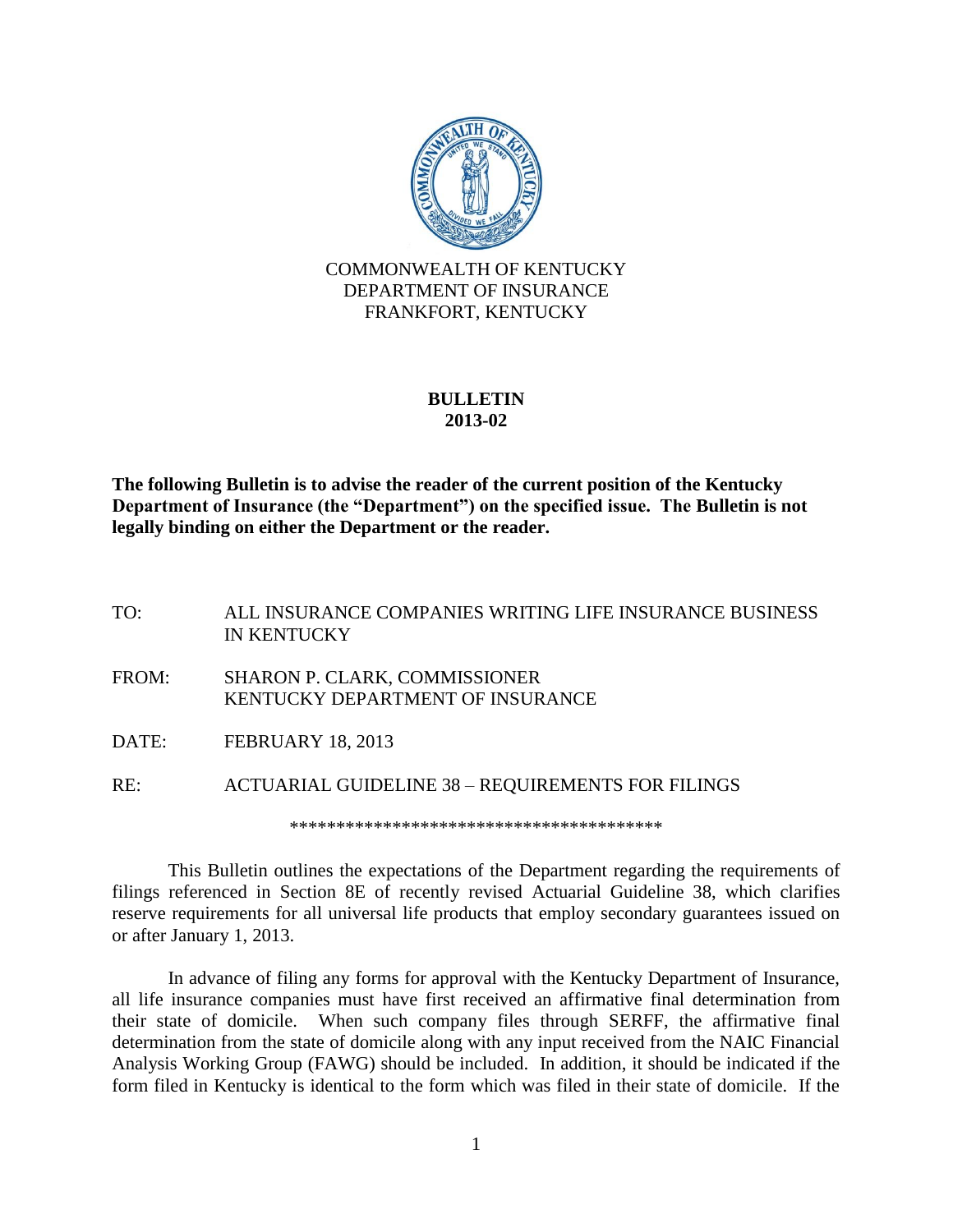COMMONWEALTH OF KENTUCKY
DEPARTMENT OF INSURANCE
FRANKFORT, KENTUCKY

# BULLETIN
# 2013-02

**The following Bulletin is to advise the reader of the current position of the Kentucky Department of Insurance (the "Department") on the specified issue. The Bulletin is not legally binding on either the Department or the reader.**

TO: ALL INSURANCE COMPANIES WRITING LIFE INSURANCE BUSINESS IN KENTUCKY

FROM: SHARON P. CLARK, COMMISSIONER
KENTUCKY DEPARTMENT OF INSURANCE

DATE: FEBRUARY 18, 2013

RE: ACTUARIAL GUIDELINE 38 – REQUIREMENTS FOR FILINGS

****************************************

This Bulletin outlines the expectations of the Department regarding the requirements of filings referenced in Section 8E of recently revised Actuarial Guideline 38, which clarifies reserve requirements for all universal life products that employ secondary guarantees issued on or after January 1, 2013.

In advance of filing any forms for approval with the Kentucky Department of Insurance, all life insurance companies must have first received an affirmative final determination from their state of domicile. When such company files through SERFF, the affirmative final determination from the state of domicile along with any input received from the NAIC Financial Analysis Working Group (FAWG) should be included. In addition, it should be indicated if the form filed in Kentucky is identical to the form which was filed in their state of domicile. If the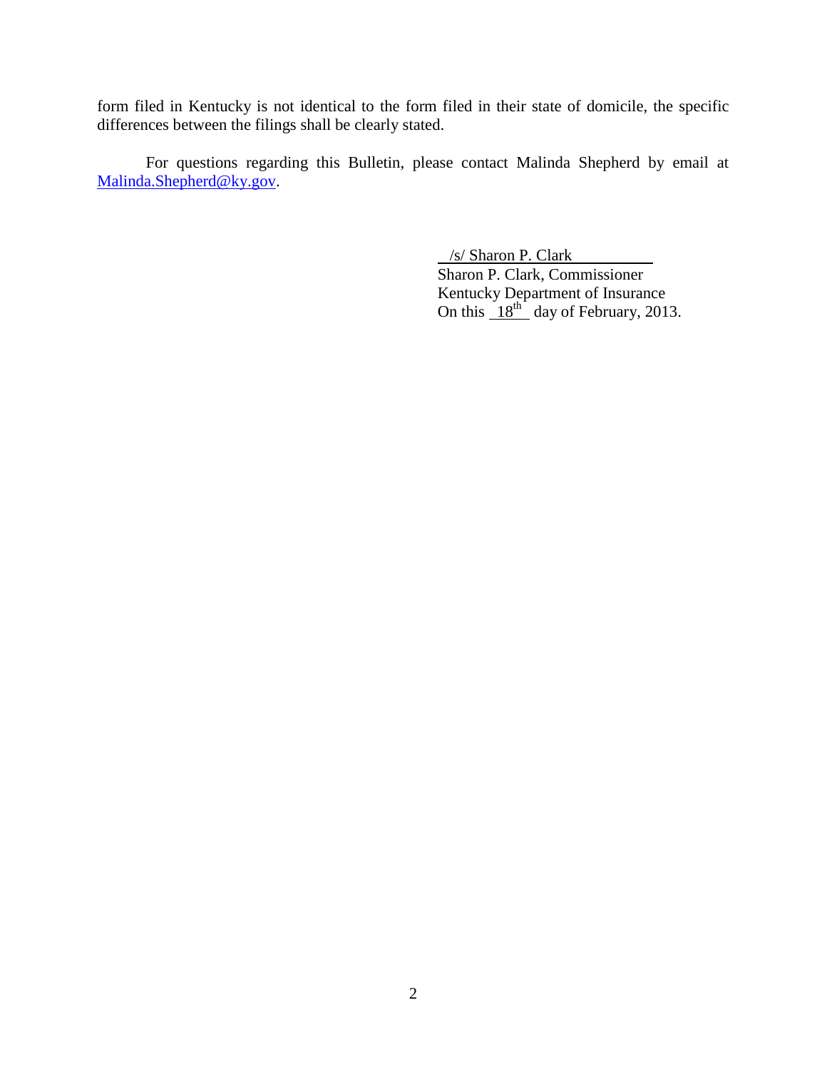form filed in Kentucky is not identical to the form filed in their state of domicile, the specific differences between the filings shall be clearly stated.

For questions regarding this Bulletin, please contact Malinda Shepherd by email at Malinda.Shepherd@ky.gov.

/s/ Sharon P. Clark  
Sharon P. Clark, Commissioner  
Kentucky Department of Insurance  
On this 18th day of February, 2013.